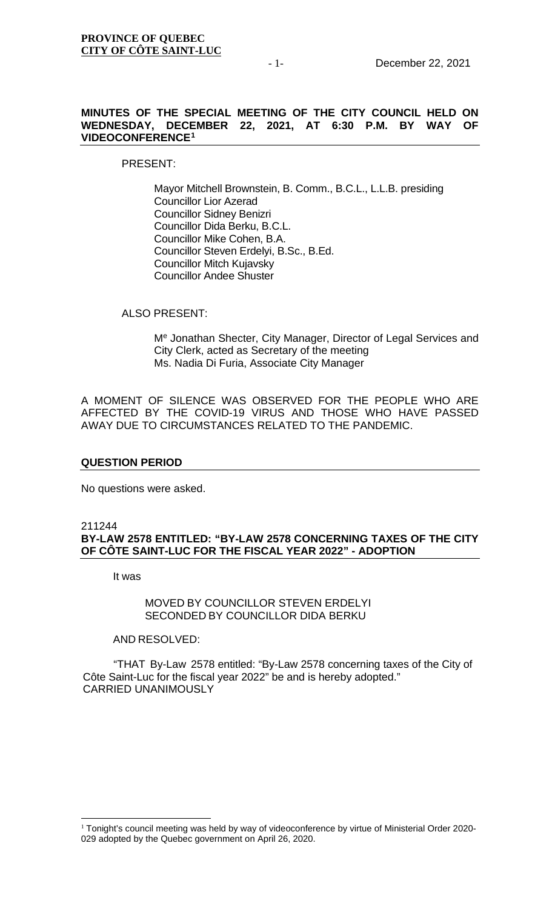**PROVINCE OF QUEBEC**
**CITY OF CÔTE SAINT-LUC**

December 22, 2021

## MINUTES OF THE SPECIAL MEETING OF THE CITY COUNCIL HELD ON WEDNESDAY, DECEMBER 22, 2021, AT 6:30 P.M. BY WAY OF VIDEOCONFERENCE[1]

PRESENT:

Mayor Mitchell Brownstein, B. Comm., B.C.L., L.L.B. presiding
Councillor Lior Azerad
Councillor Sidney Benizri
Councillor Dida Berku, B.C.L.
Councillor Mike Cohen, B.A.
Councillor Steven Erdelyi, B.Sc., B.Ed.
Councillor Mitch Kujavsky
Councillor Andee Shuster

ALSO PRESENT:

Me Jonathan Shecter, City Manager, Director of Legal Services and City Clerk, acted as Secretary of the meeting
Ms. Nadia Di Furia, Associate City Manager

A MOMENT OF SILENCE WAS OBSERVED FOR THE PEOPLE WHO ARE AFFECTED BY THE COVID-19 VIRUS AND THOSE WHO HAVE PASSED AWAY DUE TO CIRCUMSTANCES RELATED TO THE PANDEMIC.

### QUESTION PERIOD

No questions were asked.

211244

### BY-LAW 2578 ENTITLED: "BY-LAW 2578 CONCERNING TAXES OF THE CITY OF CÔTE SAINT-LUC FOR THE FISCAL YEAR 2022" - ADOPTION

It was

MOVED BY COUNCILLOR STEVEN ERDELYI
SECONDED BY COUNCILLOR DIDA BERKU

AND RESOLVED:

"THAT By-Law 2578 entitled: "By-Law 2578 concerning taxes of the City of Côte Saint-Luc for the fiscal year 2022" be and is hereby adopted."
CARRIED UNANIMOUSLY

---

[1] Tonight's council meeting was held by way of videoconference by virtue of Ministerial Order 2020-029 adopted by the Quebec government on April 26, 2020.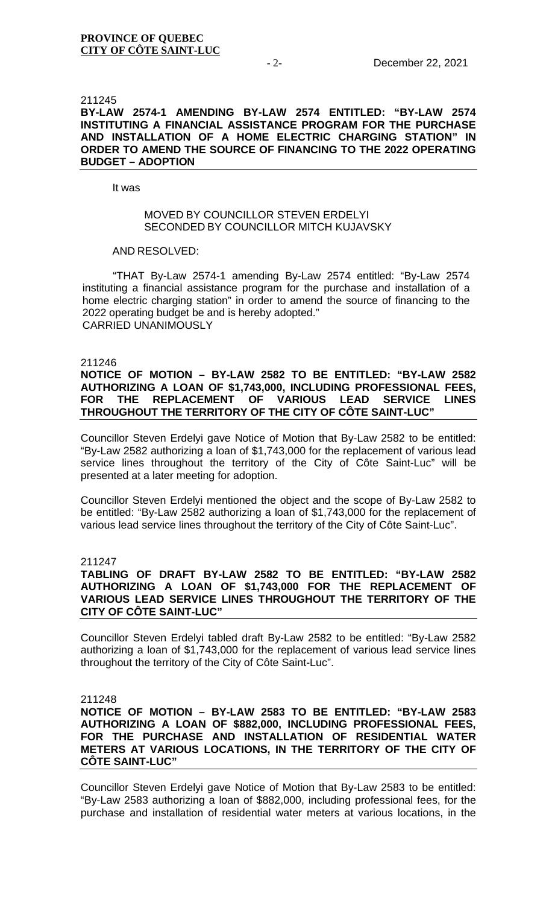211245

**BY-LAW 2574-1 AMENDING BY-LAW 2574 ENTITLED: "BY-LAW 2574 INSTITUTING A FINANCIAL ASSISTANCE PROGRAM FOR THE PURCHASE AND INSTALLATION OF A HOME ELECTRIC CHARGING STATION" IN ORDER TO AMEND THE SOURCE OF FINANCING TO THE 2022 OPERATING BUDGET – ADOPTION**

It was

MOVED BY COUNCILLOR STEVEN ERDELYI
SECONDED BY COUNCILLOR MITCH KUJAVSKY

AND RESOLVED:

"THAT By-Law 2574-1 amending By-Law 2574 entitled: "By-Law 2574 instituting a financial assistance program for the purchase and installation of a home electric charging station" in order to amend the source of financing to the 2022 operating budget be and is hereby adopted."
CARRIED UNANIMOUSLY

211246

**NOTICE OF MOTION – BY-LAW 2582 TO BE ENTITLED: "BY-LAW 2582 AUTHORIZING A LOAN OF $1,743,000, INCLUDING PROFESSIONAL FEES, FOR THE REPLACEMENT OF VARIOUS LEAD SERVICE LINES THROUGHOUT THE TERRITORY OF THE CITY OF CÔTE SAINT-LUC"**

Councillor Steven Erdelyi gave Notice of Motion that By-Law 2582 to be entitled: "By-Law 2582 authorizing a loan of $1,743,000 for the replacement of various lead service lines throughout the territory of the City of Côte Saint-Luc" will be presented at a later meeting for adoption.

Councillor Steven Erdelyi mentioned the object and the scope of By-Law 2582 to be entitled: "By-Law 2582 authorizing a loan of $1,743,000 for the replacement of various lead service lines throughout the territory of the City of Côte Saint-Luc".

211247

**TABLING OF DRAFT BY-LAW 2582 TO BE ENTITLED: "BY-LAW 2582 AUTHORIZING A LOAN OF $1,743,000 FOR THE REPLACEMENT OF VARIOUS LEAD SERVICE LINES THROUGHOUT THE TERRITORY OF THE CITY OF CÔTE SAINT-LUC"**

Councillor Steven Erdelyi tabled draft By-Law 2582 to be entitled: "By-Law 2582 authorizing a loan of $1,743,000 for the replacement of various lead service lines throughout the territory of the City of Côte Saint-Luc".

211248

**NOTICE OF MOTION – BY-LAW 2583 TO BE ENTITLED: "BY-LAW 2583 AUTHORIZING A LOAN OF $882,000, INCLUDING PROFESSIONAL FEES, FOR THE PURCHASE AND INSTALLATION OF RESIDENTIAL WATER METERS AT VARIOUS LOCATIONS, IN THE TERRITORY OF THE CITY OF CÔTE SAINT-LUC"**

Councillor Steven Erdelyi gave Notice of Motion that By-Law 2583 to be entitled: "By-Law 2583 authorizing a loan of $882,000, including professional fees, for the purchase and installation of residential water meters at various locations, in the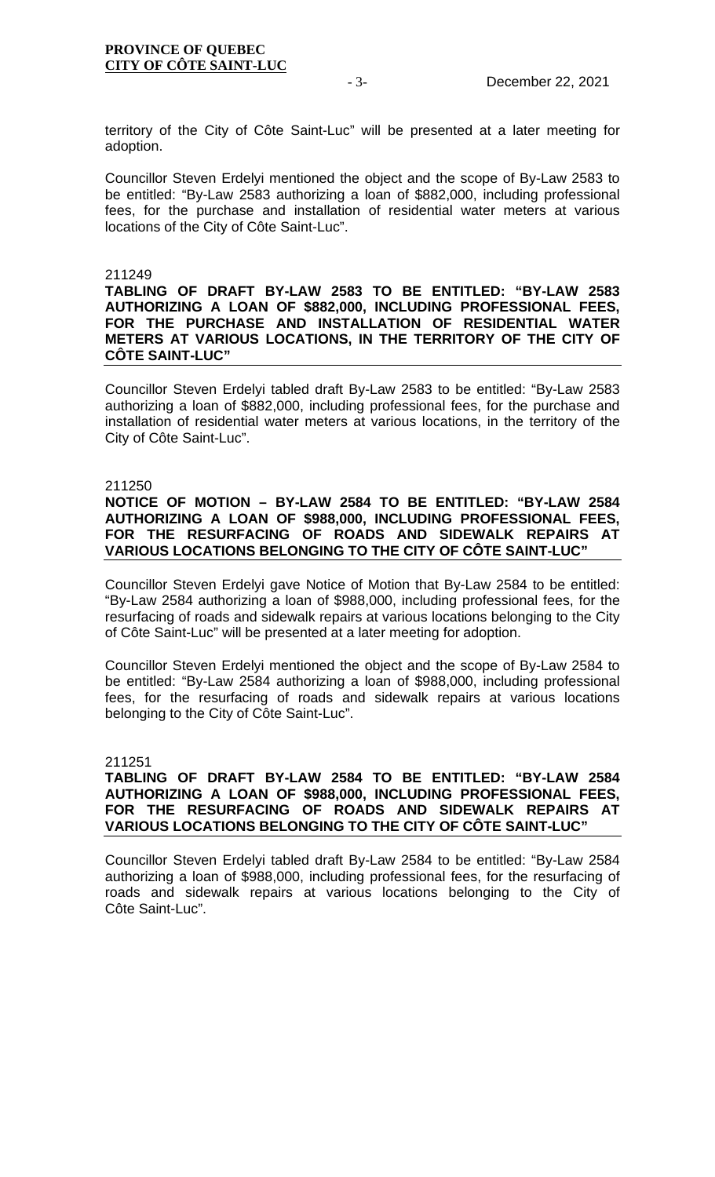territory of the City of Côte Saint-Luc" will be presented at a later meeting for adoption.

Councillor Steven Erdelyi mentioned the object and the scope of By-Law 2583 to be entitled: "By-Law 2583 authorizing a loan of $882,000, including professional fees, for the purchase and installation of residential water meters at various locations of the City of Côte Saint-Luc".

211249

**TABLING OF DRAFT BY-LAW 2583 TO BE ENTITLED: "BY-LAW 2583 AUTHORIZING A LOAN OF $882,000, INCLUDING PROFESSIONAL FEES, FOR THE PURCHASE AND INSTALLATION OF RESIDENTIAL WATER METERS AT VARIOUS LOCATIONS, IN THE TERRITORY OF THE CITY OF CÔTE SAINT-LUC"**

Councillor Steven Erdelyi tabled draft By-Law 2583 to be entitled: "By-Law 2583 authorizing a loan of $882,000, including professional fees, for the purchase and installation of residential water meters at various locations, in the territory of the City of Côte Saint-Luc".

211250

**NOTICE OF MOTION – BY-LAW 2584 TO BE ENTITLED: "BY-LAW 2584 AUTHORIZING A LOAN OF $988,000, INCLUDING PROFESSIONAL FEES, FOR THE RESURFACING OF ROADS AND SIDEWALK REPAIRS AT VARIOUS LOCATIONS BELONGING TO THE CITY OF CÔTE SAINT-LUC"**

Councillor Steven Erdelyi gave Notice of Motion that By-Law 2584 to be entitled: "By-Law 2584 authorizing a loan of $988,000, including professional fees, for the resurfacing of roads and sidewalk repairs at various locations belonging to the City of Côte Saint-Luc" will be presented at a later meeting for adoption.

Councillor Steven Erdelyi mentioned the object and the scope of By-Law 2584 to be entitled: "By-Law 2584 authorizing a loan of $988,000, including professional fees, for the resurfacing of roads and sidewalk repairs at various locations belonging to the City of Côte Saint-Luc".

211251

**TABLING OF DRAFT BY-LAW 2584 TO BE ENTITLED: "BY-LAW 2584 AUTHORIZING A LOAN OF $988,000, INCLUDING PROFESSIONAL FEES, FOR THE RESURFACING OF ROADS AND SIDEWALK REPAIRS AT VARIOUS LOCATIONS BELONGING TO THE CITY OF CÔTE SAINT-LUC"**

Councillor Steven Erdelyi tabled draft By-Law 2584 to be entitled: "By-Law 2584 authorizing a loan of $988,000, including professional fees, for the resurfacing of roads and sidewalk repairs at various locations belonging to the City of Côte Saint-Luc".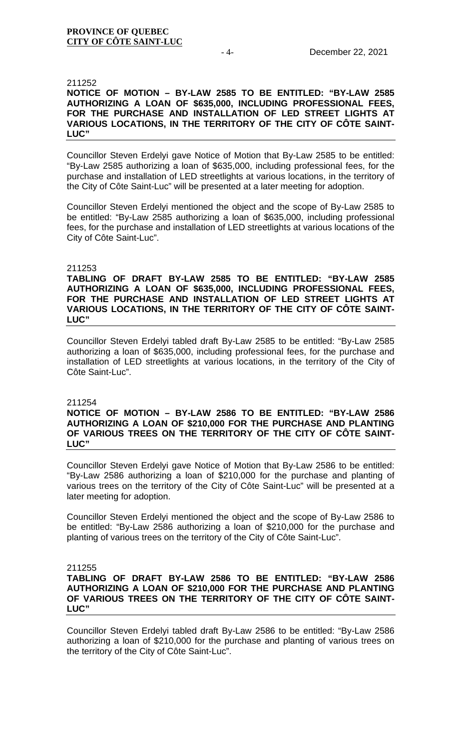211252

**NOTICE OF MOTION – BY-LAW 2585 TO BE ENTITLED: "BY-LAW 2585 AUTHORIZING A LOAN OF $635,000, INCLUDING PROFESSIONAL FEES, FOR THE PURCHASE AND INSTALLATION OF LED STREET LIGHTS AT VARIOUS LOCATIONS, IN THE TERRITORY OF THE CITY OF CÔTE SAINT-LUC"**

Councillor Steven Erdelyi gave Notice of Motion that By-Law 2585 to be entitled: "By-Law 2585 authorizing a loan of $635,000, including professional fees, for the purchase and installation of LED streetlights at various locations, in the territory of the City of Côte Saint-Luc" will be presented at a later meeting for adoption.

Councillor Steven Erdelyi mentioned the object and the scope of By-Law 2585 to be entitled: "By-Law 2585 authorizing a loan of $635,000, including professional fees, for the purchase and installation of LED streetlights at various locations of the City of Côte Saint-Luc".

211253

**TABLING OF DRAFT BY-LAW 2585 TO BE ENTITLED: "BY-LAW 2585 AUTHORIZING A LOAN OF $635,000, INCLUDING PROFESSIONAL FEES, FOR THE PURCHASE AND INSTALLATION OF LED STREET LIGHTS AT VARIOUS LOCATIONS, IN THE TERRITORY OF THE CITY OF CÔTE SAINT-LUC"**

Councillor Steven Erdelyi tabled draft By-Law 2585 to be entitled: "By-Law 2585 authorizing a loan of $635,000, including professional fees, for the purchase and installation of LED streetlights at various locations, in the territory of the City of Côte Saint-Luc".

211254

**NOTICE OF MOTION – BY-LAW 2586 TO BE ENTITLED: "BY-LAW 2586 AUTHORIZING A LOAN OF $210,000 FOR THE PURCHASE AND PLANTING OF VARIOUS TREES ON THE TERRITORY OF THE CITY OF CÔTE SAINT-LUC"**

Councillor Steven Erdelyi gave Notice of Motion that By-Law 2586 to be entitled: "By-Law 2586 authorizing a loan of $210,000 for the purchase and planting of various trees on the territory of the City of Côte Saint-Luc" will be presented at a later meeting for adoption.

Councillor Steven Erdelyi mentioned the object and the scope of By-Law 2586 to be entitled: "By-Law 2586 authorizing a loan of $210,000 for the purchase and planting of various trees on the territory of the City of Côte Saint-Luc".

211255

**TABLING OF DRAFT BY-LAW 2586 TO BE ENTITLED: "BY-LAW 2586 AUTHORIZING A LOAN OF $210,000 FOR THE PURCHASE AND PLANTING OF VARIOUS TREES ON THE TERRITORY OF THE CITY OF CÔTE SAINT-LUC"**

Councillor Steven Erdelyi tabled draft By-Law 2586 to be entitled: "By-Law 2586 authorizing a loan of $210,000 for the purchase and planting of various trees on the territory of the City of Côte Saint-Luc".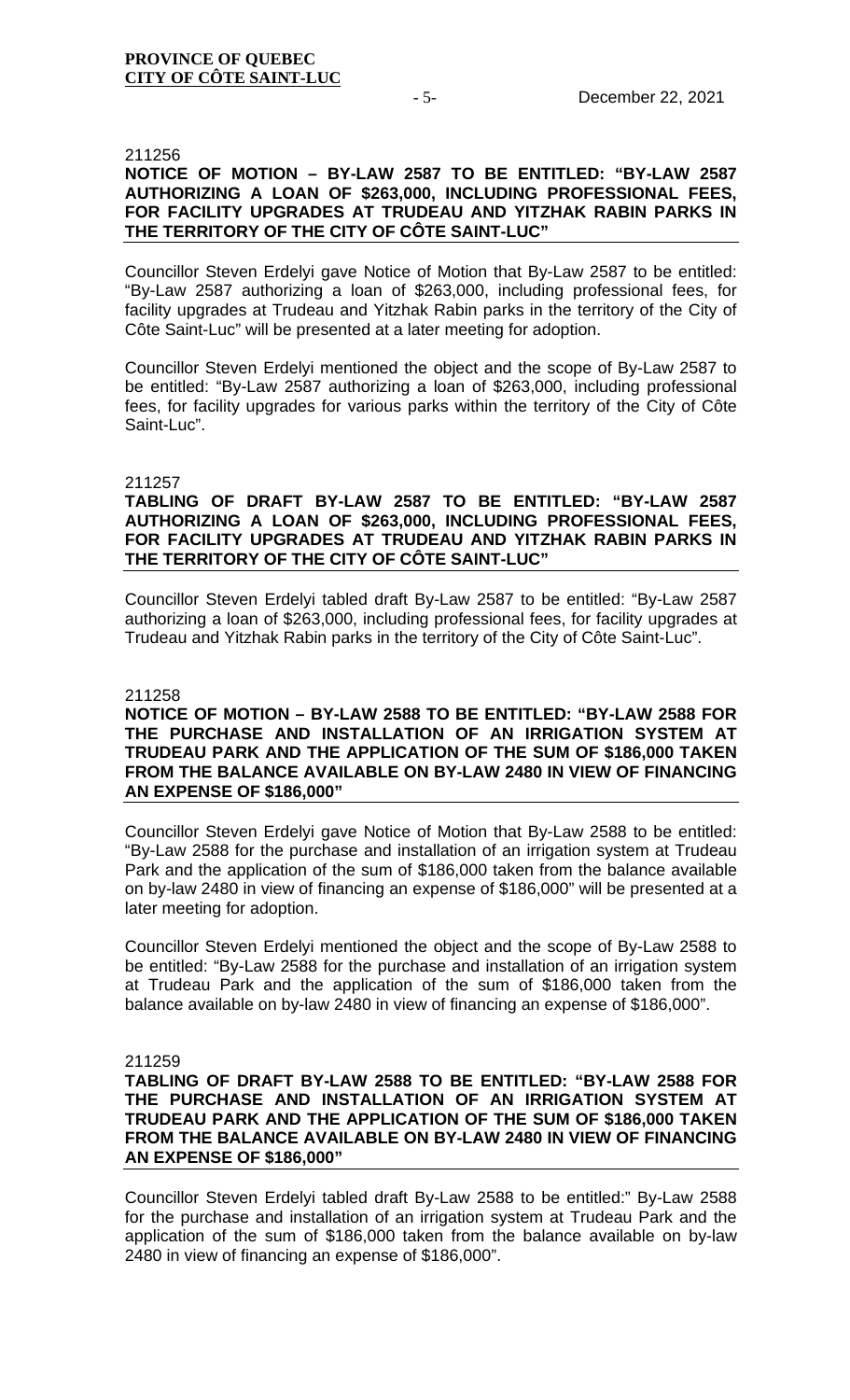211256

**NOTICE OF MOTION – BY-LAW 2587 TO BE ENTITLED: "BY-LAW 2587 AUTHORIZING A LOAN OF $263,000, INCLUDING PROFESSIONAL FEES, FOR FACILITY UPGRADES AT TRUDEAU AND YITZHAK RABIN PARKS IN THE TERRITORY OF THE CITY OF CÔTE SAINT-LUC"**

Councillor Steven Erdelyi gave Notice of Motion that By-Law 2587 to be entitled: "By-Law 2587 authorizing a loan of $263,000, including professional fees, for facility upgrades at Trudeau and Yitzhak Rabin parks in the territory of the City of Côte Saint-Luc" will be presented at a later meeting for adoption.

Councillor Steven Erdelyi mentioned the object and the scope of By-Law 2587 to be entitled: "By-Law 2587 authorizing a loan of $263,000, including professional fees, for facility upgrades for various parks within the territory of the City of Côte Saint-Luc".

211257

**TABLING OF DRAFT BY-LAW 2587 TO BE ENTITLED: "BY-LAW 2587 AUTHORIZING A LOAN OF $263,000, INCLUDING PROFESSIONAL FEES, FOR FACILITY UPGRADES AT TRUDEAU AND YITZHAK RABIN PARKS IN THE TERRITORY OF THE CITY OF CÔTE SAINT-LUC"**

Councillor Steven Erdelyi tabled draft By-Law 2587 to be entitled: "By-Law 2587 authorizing a loan of $263,000, including professional fees, for facility upgrades at Trudeau and Yitzhak Rabin parks in the territory of the City of Côte Saint-Luc".

211258

**NOTICE OF MOTION – BY-LAW 2588 TO BE ENTITLED: "BY-LAW 2588 FOR THE PURCHASE AND INSTALLATION OF AN IRRIGATION SYSTEM AT TRUDEAU PARK AND THE APPLICATION OF THE SUM OF $186,000 TAKEN FROM THE BALANCE AVAILABLE ON BY-LAW 2480 IN VIEW OF FINANCING AN EXPENSE OF $186,000"**

Councillor Steven Erdelyi gave Notice of Motion that By-Law 2588 to be entitled: "By-Law 2588 for the purchase and installation of an irrigation system at Trudeau Park and the application of the sum of $186,000 taken from the balance available on by-law 2480 in view of financing an expense of $186,000" will be presented at a later meeting for adoption.

Councillor Steven Erdelyi mentioned the object and the scope of By-Law 2588 to be entitled: "By-Law 2588 for the purchase and installation of an irrigation system at Trudeau Park and the application of the sum of $186,000 taken from the balance available on by-law 2480 in view of financing an expense of $186,000".

211259

**TABLING OF DRAFT BY-LAW 2588 TO BE ENTITLED: "BY-LAW 2588 FOR THE PURCHASE AND INSTALLATION OF AN IRRIGATION SYSTEM AT TRUDEAU PARK AND THE APPLICATION OF THE SUM OF $186,000 TAKEN FROM THE BALANCE AVAILABLE ON BY-LAW 2480 IN VIEW OF FINANCING AN EXPENSE OF $186,000"**

Councillor Steven Erdelyi tabled draft By-Law 2588 to be entitled:" By-Law 2588 for the purchase and installation of an irrigation system at Trudeau Park and the application of the sum of $186,000 taken from the balance available on by-law 2480 in view of financing an expense of $186,000".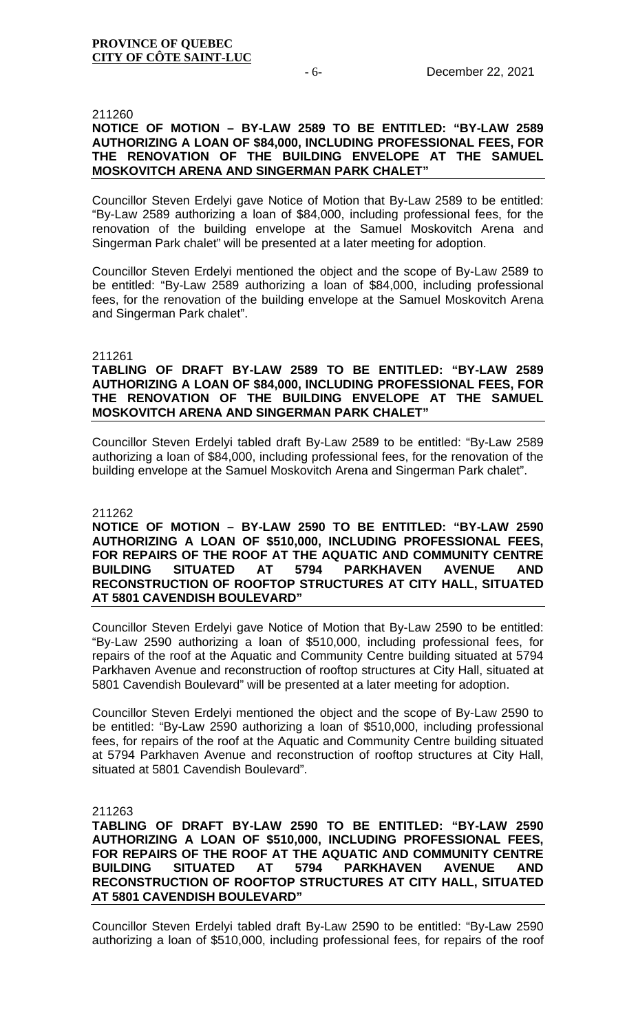211260

**NOTICE OF MOTION – BY-LAW 2589 TO BE ENTITLED: "BY-LAW 2589 AUTHORIZING A LOAN OF $84,000, INCLUDING PROFESSIONAL FEES, FOR THE RENOVATION OF THE BUILDING ENVELOPE AT THE SAMUEL MOSKOVITCH ARENA AND SINGERMAN PARK CHALET"**

Councillor Steven Erdelyi gave Notice of Motion that By-Law 2589 to be entitled: "By-Law 2589 authorizing a loan of $84,000, including professional fees, for the renovation of the building envelope at the Samuel Moskovitch Arena and Singerman Park chalet" will be presented at a later meeting for adoption.

Councillor Steven Erdelyi mentioned the object and the scope of By-Law 2589 to be entitled: "By-Law 2589 authorizing a loan of $84,000, including professional fees, for the renovation of the building envelope at the Samuel Moskovitch Arena and Singerman Park chalet".

211261

**TABLING OF DRAFT BY-LAW 2589 TO BE ENTITLED: "BY-LAW 2589 AUTHORIZING A LOAN OF $84,000, INCLUDING PROFESSIONAL FEES, FOR THE RENOVATION OF THE BUILDING ENVELOPE AT THE SAMUEL MOSKOVITCH ARENA AND SINGERMAN PARK CHALET"**

Councillor Steven Erdelyi tabled draft By-Law 2589 to be entitled: "By-Law 2589 authorizing a loan of $84,000, including professional fees, for the renovation of the building envelope at the Samuel Moskovitch Arena and Singerman Park chalet".

211262

**NOTICE OF MOTION – BY-LAW 2590 TO BE ENTITLED: "BY-LAW 2590 AUTHORIZING A LOAN OF $510,000, INCLUDING PROFESSIONAL FEES, FOR REPAIRS OF THE ROOF AT THE AQUATIC AND COMMUNITY CENTRE BUILDING SITUATED AT 5794 PARKHAVEN AVENUE AND RECONSTRUCTION OF ROOFTOP STRUCTURES AT CITY HALL, SITUATED AT 5801 CAVENDISH BOULEVARD"**

Councillor Steven Erdelyi gave Notice of Motion that By-Law 2590 to be entitled: "By-Law 2590 authorizing a loan of $510,000, including professional fees, for repairs of the roof at the Aquatic and Community Centre building situated at 5794 Parkhaven Avenue and reconstruction of rooftop structures at City Hall, situated at 5801 Cavendish Boulevard" will be presented at a later meeting for adoption.

Councillor Steven Erdelyi mentioned the object and the scope of By-Law 2590 to be entitled: "By-Law 2590 authorizing a loan of $510,000, including professional fees, for repairs of the roof at the Aquatic and Community Centre building situated at 5794 Parkhaven Avenue and reconstruction of rooftop structures at City Hall, situated at 5801 Cavendish Boulevard".

211263

**TABLING OF DRAFT BY-LAW 2590 TO BE ENTITLED: "BY-LAW 2590 AUTHORIZING A LOAN OF $510,000, INCLUDING PROFESSIONAL FEES, FOR REPAIRS OF THE ROOF AT THE AQUATIC AND COMMUNITY CENTRE BUILDING SITUATED AT 5794 PARKHAVEN AVENUE AND RECONSTRUCTION OF ROOFTOP STRUCTURES AT CITY HALL, SITUATED AT 5801 CAVENDISH BOULEVARD"**

Councillor Steven Erdelyi tabled draft By-Law 2590 to be entitled: "By-Law 2590 authorizing a loan of $510,000, including professional fees, for repairs of the roof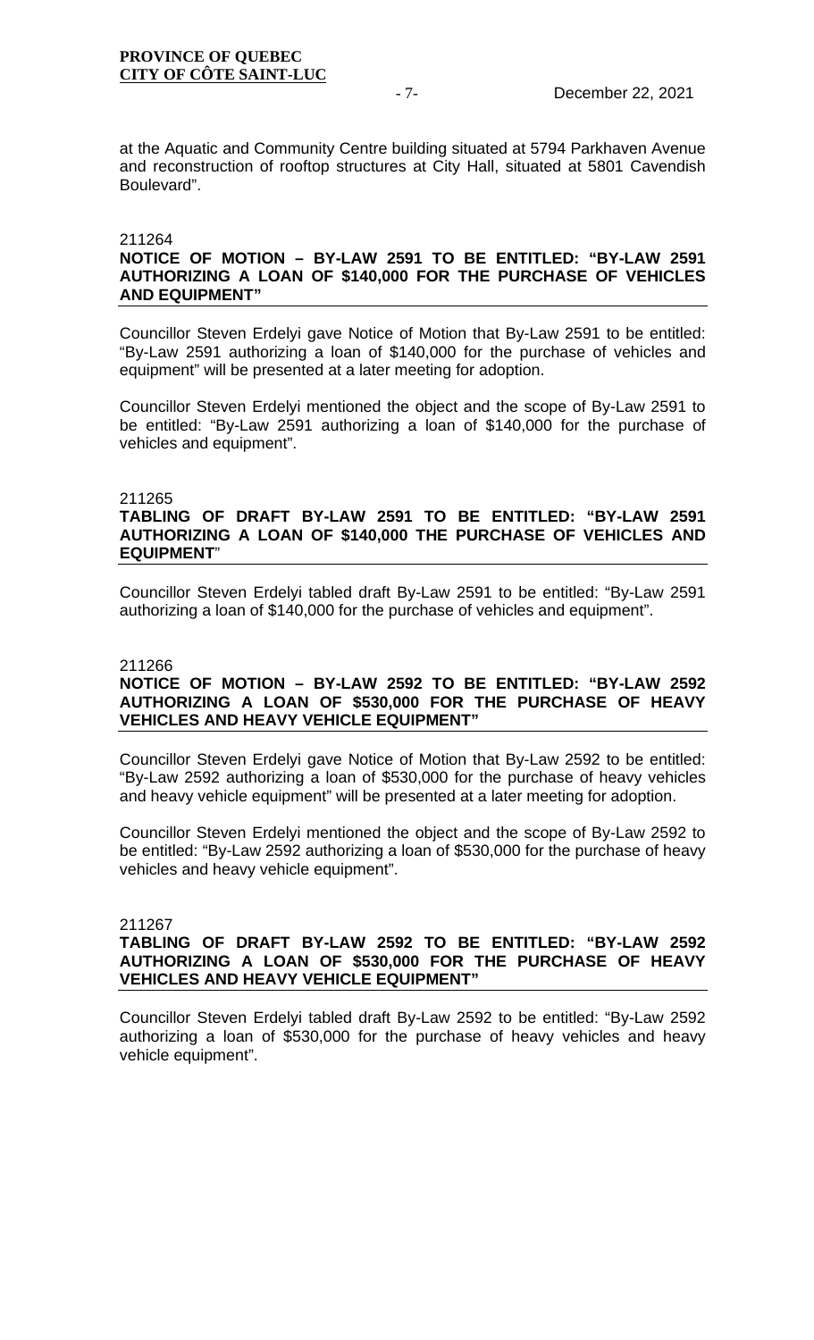at the Aquatic and Community Centre building situated at 5794 Parkhaven Avenue and reconstruction of rooftop structures at City Hall, situated at 5801 Cavendish Boulevard".

211264

**NOTICE OF MOTION – BY-LAW 2591 TO BE ENTITLED: "BY-LAW 2591 AUTHORIZING A LOAN OF $140,000 FOR THE PURCHASE OF VEHICLES AND EQUIPMENT"**

Councillor Steven Erdelyi gave Notice of Motion that By-Law 2591 to be entitled: "By-Law 2591 authorizing a loan of $140,000 for the purchase of vehicles and equipment" will be presented at a later meeting for adoption.

Councillor Steven Erdelyi mentioned the object and the scope of By-Law 2591 to be entitled: "By-Law 2591 authorizing a loan of $140,000 for the purchase of vehicles and equipment".

211265

**TABLING OF DRAFT BY-LAW 2591 TO BE ENTITLED: "BY-LAW 2591 AUTHORIZING A LOAN OF $140,000 THE PURCHASE OF VEHICLES AND EQUIPMENT"**

Councillor Steven Erdelyi tabled draft By-Law 2591 to be entitled: "By-Law 2591 authorizing a loan of $140,000 for the purchase of vehicles and equipment".

211266

**NOTICE OF MOTION – BY-LAW 2592 TO BE ENTITLED: "BY-LAW 2592 AUTHORIZING A LOAN OF $530,000 FOR THE PURCHASE OF HEAVY VEHICLES AND HEAVY VEHICLE EQUIPMENT"**

Councillor Steven Erdelyi gave Notice of Motion that By-Law 2592 to be entitled: "By-Law 2592 authorizing a loan of $530,000 for the purchase of heavy vehicles and heavy vehicle equipment" will be presented at a later meeting for adoption.

Councillor Steven Erdelyi mentioned the object and the scope of By-Law 2592 to be entitled: "By-Law 2592 authorizing a loan of $530,000 for the purchase of heavy vehicles and heavy vehicle equipment".

211267

**TABLING OF DRAFT BY-LAW 2592 TO BE ENTITLED: "BY-LAW 2592 AUTHORIZING A LOAN OF $530,000 FOR THE PURCHASE OF HEAVY VEHICLES AND HEAVY VEHICLE EQUIPMENT"**

Councillor Steven Erdelyi tabled draft By-Law 2592 to be entitled: "By-Law 2592 authorizing a loan of $530,000 for the purchase of heavy vehicles and heavy vehicle equipment".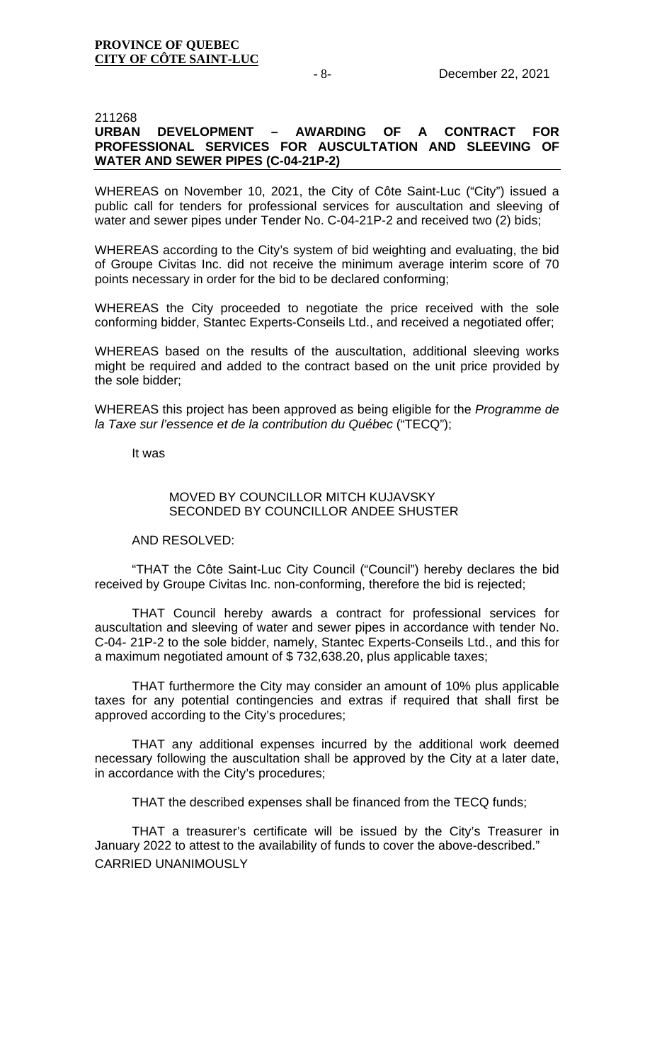211268

**URBAN DEVELOPMENT – AWARDING OF A CONTRACT FOR PROFESSIONAL SERVICES FOR AUSCULTATION AND SLEEVING OF WATER AND SEWER PIPES (C-04-21P-2)**

WHEREAS on November 10, 2021, the City of Côte Saint-Luc ("City") issued a public call for tenders for professional services for auscultation and sleeving of water and sewer pipes under Tender No. C-04-21P-2 and received two (2) bids;

WHEREAS according to the City's system of bid weighting and evaluating, the bid of Groupe Civitas Inc. did not receive the minimum average interim score of 70 points necessary in order for the bid to be declared conforming;

WHEREAS the City proceeded to negotiate the price received with the sole conforming bidder, Stantec Experts-Conseils Ltd., and received a negotiated offer;

WHEREAS based on the results of the auscultation, additional sleeving works might be required and added to the contract based on the unit price provided by the sole bidder;

WHEREAS this project has been approved as being eligible for the *Programme de la Taxe sur l'essence et de la contribution du Québec* ("TECQ");

It was

MOVED BY COUNCILLOR MITCH KUJAVSKY
SECONDED BY COUNCILLOR ANDEE SHUSTER

AND RESOLVED:

"THAT the Côte Saint-Luc City Council ("Council") hereby declares the bid received by Groupe Civitas Inc. non-conforming, therefore the bid is rejected;

THAT Council hereby awards a contract for professional services for auscultation and sleeving of water and sewer pipes in accordance with tender No. C-04- 21P-2 to the sole bidder, namely, Stantec Experts-Conseils Ltd., and this for a maximum negotiated amount of $ 732,638.20, plus applicable taxes;

THAT furthermore the City may consider an amount of 10% plus applicable taxes for any potential contingencies and extras if required that shall first be approved according to the City's procedures;

THAT any additional expenses incurred by the additional work deemed necessary following the auscultation shall be approved by the City at a later date, in accordance with the City's procedures;

THAT the described expenses shall be financed from the TECQ funds;

THAT a treasurer's certificate will be issued by the City's Treasurer in January 2022 to attest to the availability of funds to cover the above-described."

CARRIED UNANIMOUSLY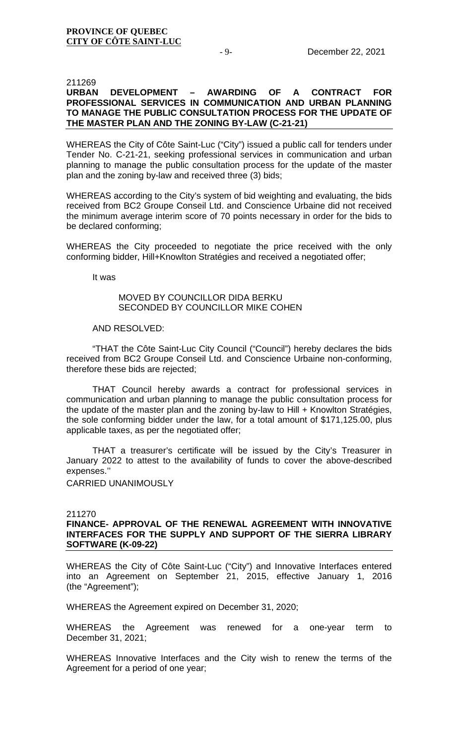211269

**URBAN DEVELOPMENT – AWARDING OF A CONTRACT FOR PROFESSIONAL SERVICES IN COMMUNICATION AND URBAN PLANNING TO MANAGE THE PUBLIC CONSULTATION PROCESS FOR THE UPDATE OF THE MASTER PLAN AND THE ZONING BY-LAW (C-21-21)**

WHEREAS the City of Côte Saint-Luc ("City") issued a public call for tenders under Tender No. C-21-21, seeking professional services in communication and urban planning to manage the public consultation process for the update of the master plan and the zoning by-law and received three (3) bids;

WHEREAS according to the City's system of bid weighting and evaluating, the bids received from BC2 Groupe Conseil Ltd. and Conscience Urbaine did not received the minimum average interim score of 70 points necessary in order for the bids to be declared conforming;

WHEREAS the City proceeded to negotiate the price received with the only conforming bidder, Hill+Knowlton Stratégies and received a negotiated offer;

It was

MOVED BY COUNCILLOR DIDA BERKU
SECONDED BY COUNCILLOR MIKE COHEN

AND RESOLVED:

"THAT the Côte Saint-Luc City Council ("Council") hereby declares the bids received from BC2 Groupe Conseil Ltd. and Conscience Urbaine non-conforming, therefore these bids are rejected;

THAT Council hereby awards a contract for professional services in communication and urban planning to manage the public consultation process for the update of the master plan and the zoning by-law to Hill + Knowlton Stratégies, the sole conforming bidder under the law, for a total amount of $171,125.00, plus applicable taxes, as per the negotiated offer;

THAT a treasurer's certificate will be issued by the City's Treasurer in January 2022 to attest to the availability of funds to cover the above-described expenses.''

CARRIED UNANIMOUSLY

211270

**FINANCE- APPROVAL OF THE RENEWAL AGREEMENT WITH INNOVATIVE INTERFACES FOR THE SUPPLY AND SUPPORT OF THE SIERRA LIBRARY SOFTWARE (K-09-22)**

WHEREAS the City of Côte Saint-Luc ("City") and Innovative Interfaces entered into an Agreement on September 21, 2015, effective January 1, 2016 (the "Agreement");

WHEREAS the Agreement expired on December 31, 2020;

WHEREAS the Agreement was renewed for a one-year term to December 31, 2021;

WHEREAS Innovative Interfaces and the City wish to renew the terms of the Agreement for a period of one year;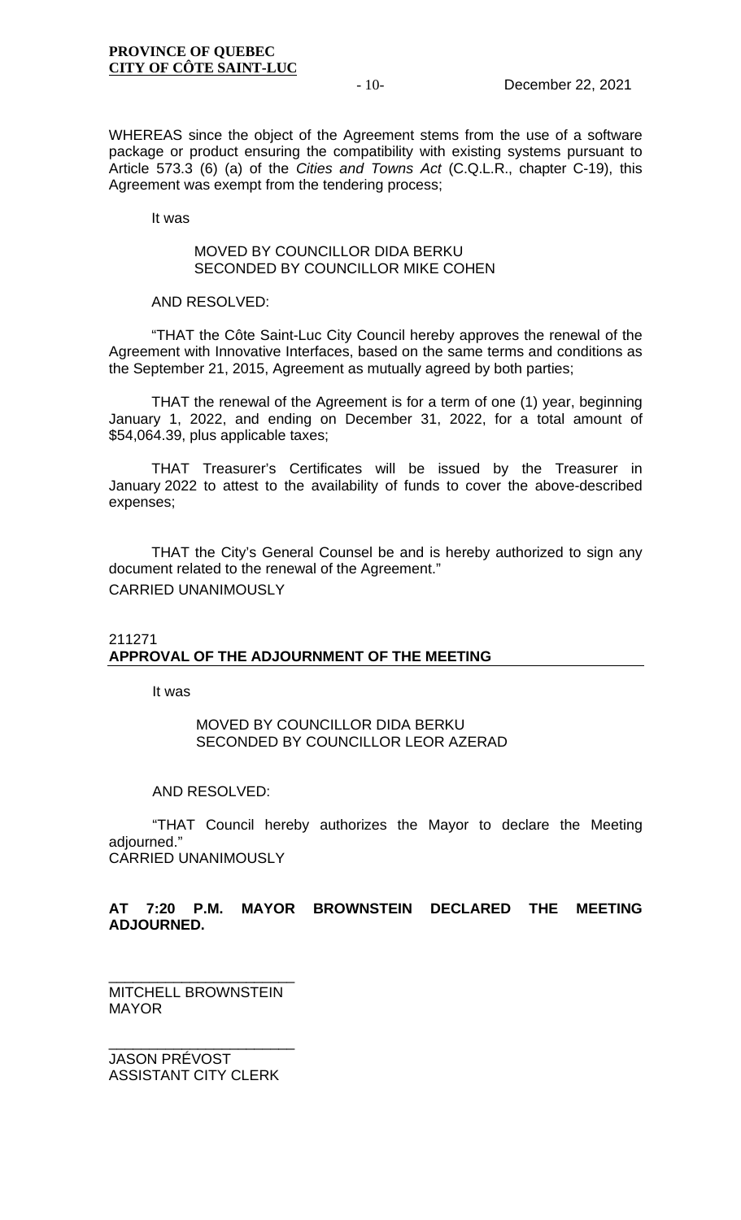WHEREAS since the object of the Agreement stems from the use of a software package or product ensuring the compatibility with existing systems pursuant to Article 573.3 (6) (a) of the *Cities and Towns Act* (C.Q.L.R., chapter C-19), this Agreement was exempt from the tendering process;

It was

MOVED BY COUNCILLOR DIDA BERKU
SECONDED BY COUNCILLOR MIKE COHEN

AND RESOLVED:

"THAT the Côte Saint-Luc City Council hereby approves the renewal of the Agreement with Innovative Interfaces, based on the same terms and conditions as the September 21, 2015, Agreement as mutually agreed by both parties;

THAT the renewal of the Agreement is for a term of one (1) year, beginning January 1, 2022, and ending on December 31, 2022, for a total amount of $54,064.39, plus applicable taxes;

THAT Treasurer's Certificates will be issued by the Treasurer in January 2022 to attest to the availability of funds to cover the above-described expenses;

THAT the City's General Counsel be and is hereby authorized to sign any document related to the renewal of the Agreement."
CARRIED UNANIMOUSLY

211271
**APPROVAL OF THE ADJOURNMENT OF THE MEETING**

It was

MOVED BY COUNCILLOR DIDA BERKU
SECONDED BY COUNCILLOR LEOR AZERAD

AND RESOLVED:

"THAT Council hereby authorizes the Mayor to declare the Meeting adjourned."
CARRIED UNANIMOUSLY

**AT 7:20 P.M. MAYOR BROWNSTEIN DECLARED THE MEETING ADJOURNED.**

______________________
MITCHELL BROWNSTEIN
MAYOR

______________________
JASON PRÉVOST
ASSISTANT CITY CLERK